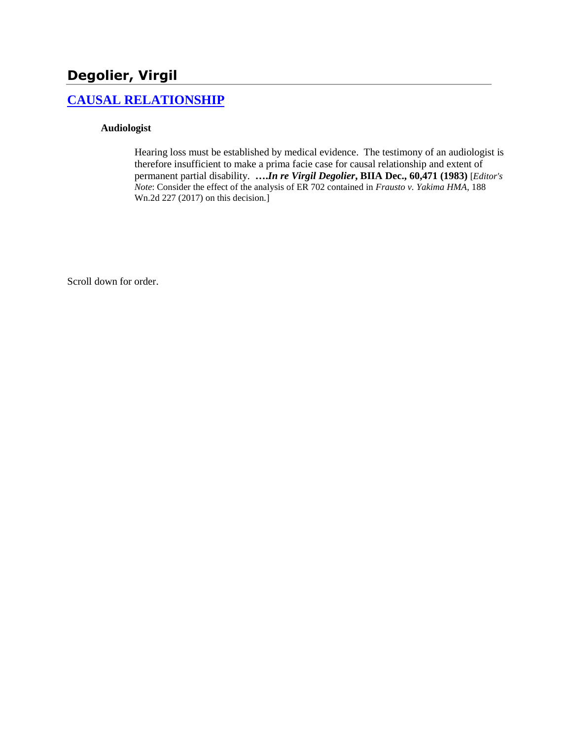# Degolier, Virgil

## CAUSAL RELATIONSHIP

### Audiologist

Hearing loss must be established by medical evidence. The testimony of an audiologist is therefore insufficient to make a prima facie case for causal relationship and extent of permanent partial disability. **….*In re Virgil Degolier*, BIIA Dec., 60,471 (1983)** [*Editor's Note*: Consider the effect of the analysis of ER 702 contained in *Frausto v. Yakima HMA*, 188 Wn.2d 227 (2017) on this decision.]

Scroll down for order.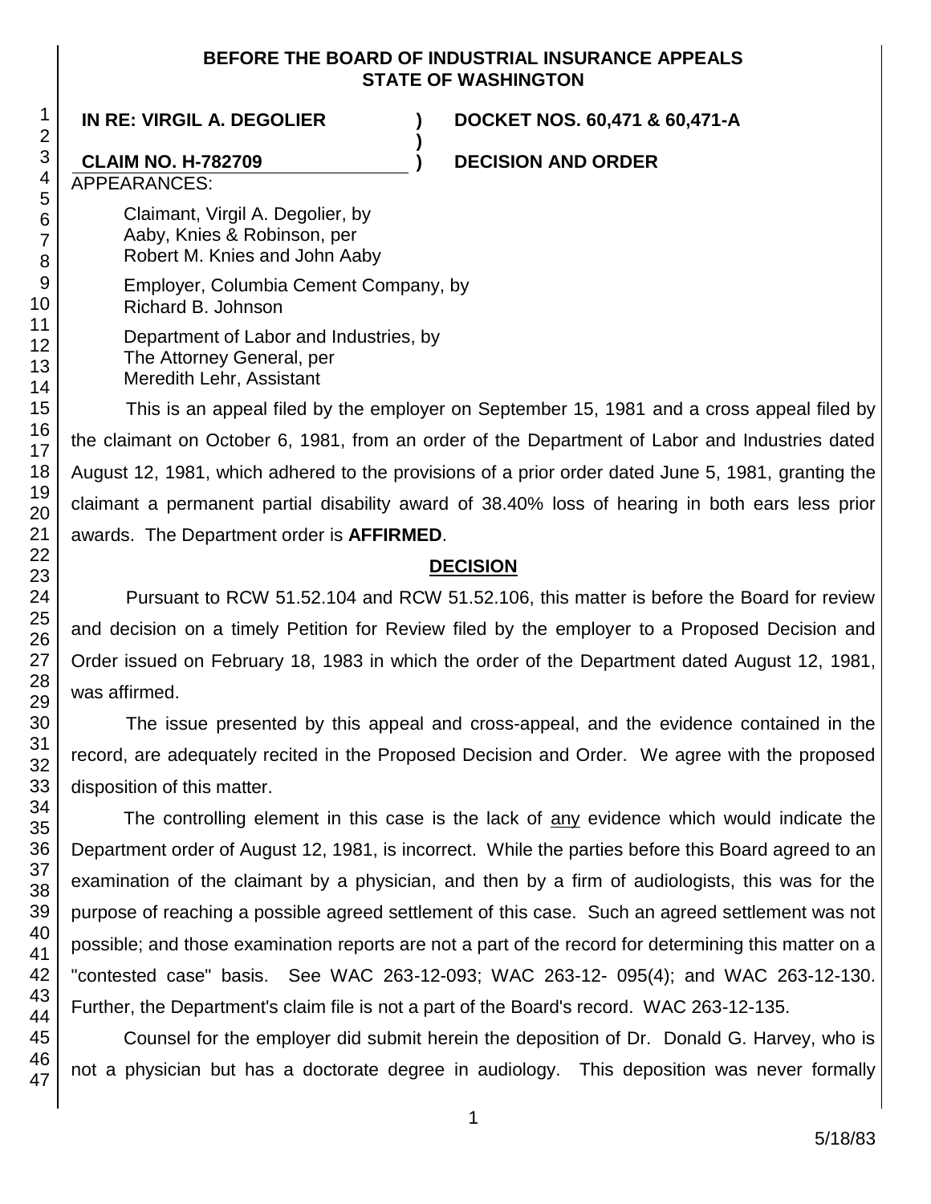**BEFORE THE BOARD OF INDUSTRIAL INSURANCE APPEALS**
**STATE OF WASHINGTON**

| | | |
|---|---|---|
| **IN RE: VIRGIL A. DEGOLIER** | **)** | **DOCKET NOS. 60,471 & 60,471-A** |
| | **)** | |
| **CLAIM NO. H-782709** | **)** | **DECISION AND ORDER** |

APPEARANCES:

Claimant, Virgil A. Degolier, by
Aaby, Knies & Robinson, per
Robert M. Knies and John Aaby

Employer, Columbia Cement Company, by
Richard B. Johnson

Department of Labor and Industries, by
The Attorney General, per
Meredith Lehr, Assistant

This is an appeal filed by the employer on September 15, 1981 and a cross appeal filed by the claimant on October 6, 1981, from an order of the Department of Labor and Industries dated August 12, 1981, which adhered to the provisions of a prior order dated June 5, 1981, granting the claimant a permanent partial disability award of 38.40% loss of hearing in both ears less prior awards. The Department order is **AFFIRMED**.

## DECISION

Pursuant to RCW 51.52.104 and RCW 51.52.106, this matter is before the Board for review and decision on a timely Petition for Review filed by the employer to a Proposed Decision and Order issued on February 18, 1983 in which the order of the Department dated August 12, 1981, was affirmed.

The issue presented by this appeal and cross-appeal, and the evidence contained in the record, are adequately recited in the Proposed Decision and Order. We agree with the proposed disposition of this matter.

The controlling element in this case is the lack of <u>any</u> evidence which would indicate the Department order of August 12, 1981, is incorrect. While the parties before this Board agreed to an examination of the claimant by a physician, and then by a firm of audiologists, this was for the purpose of reaching a possible agreed settlement of this case. Such an agreed settlement was not possible; and those examination reports are not a part of the record for determining this matter on a "contested case" basis. See WAC 263-12-093; WAC 263-12- 095(4); and WAC 263-12-130. Further, the Department's claim file is not a part of the Board's record. WAC 263-12-135.

Counsel for the employer did submit herein the deposition of Dr. Donald G. Harvey, who is not a physician but has a doctorate degree in audiology. This deposition was never formally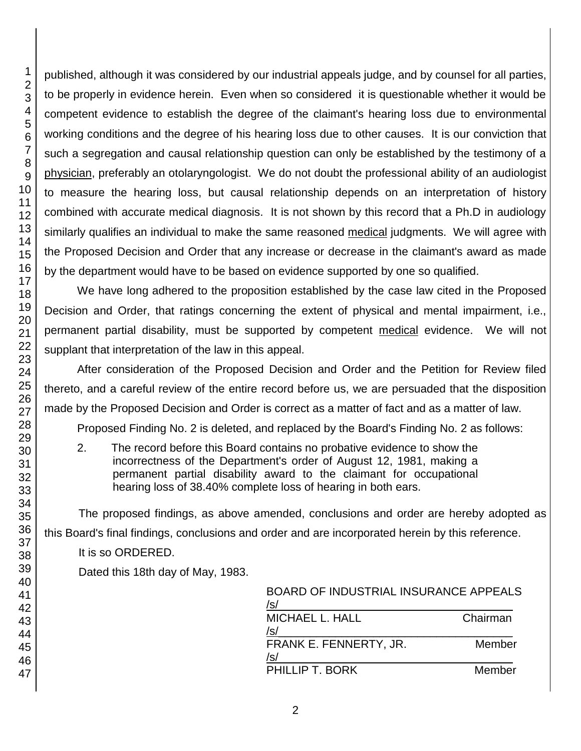published, although it was considered by our industrial appeals judge, and by counsel for all parties, to be properly in evidence herein. Even when so considered it is questionable whether it would be competent evidence to establish the degree of the claimant's hearing loss due to environmental working conditions and the degree of his hearing loss due to other causes. It is our conviction that such a segregation and causal relationship question can only be established by the testimony of a physician, preferably an otolaryngologist. We do not doubt the professional ability of an audiologist to measure the hearing loss, but causal relationship depends on an interpretation of history combined with accurate medical diagnosis. It is not shown by this record that a Ph.D in audiology similarly qualifies an individual to make the same reasoned medical judgments. We will agree with the Proposed Decision and Order that any increase or decrease in the claimant's award as made by the department would have to be based on evidence supported by one so qualified.

We have long adhered to the proposition established by the case law cited in the Proposed Decision and Order, that ratings concerning the extent of physical and mental impairment, i.e., permanent partial disability, must be supported by competent medical evidence. We will not supplant that interpretation of the law in this appeal.

After consideration of the Proposed Decision and Order and the Petition for Review filed thereto, and a careful review of the entire record before us, we are persuaded that the disposition made by the Proposed Decision and Order is correct as a matter of fact and as a matter of law.

Proposed Finding No. 2 is deleted, and replaced by the Board's Finding No. 2 as follows:

2. The record before this Board contains no probative evidence to show the incorrectness of the Department's order of August 12, 1981, making a permanent partial disability award to the claimant for occupational hearing loss of 38.40% complete loss of hearing in both ears.

The proposed findings, as above amended, conclusions and order are hereby adopted as this Board's final findings, conclusions and order and are incorporated herein by this reference.

It is so ORDERED.

Dated this 18th day of May, 1983.

BOARD OF INDUSTRIAL INSURANCE APPEALS

/s/
MICHAEL L. HALL, Chairman

/s/
FRANK E. FENNERTY, JR., Member

/s/
PHILLIP T. BORK, Member